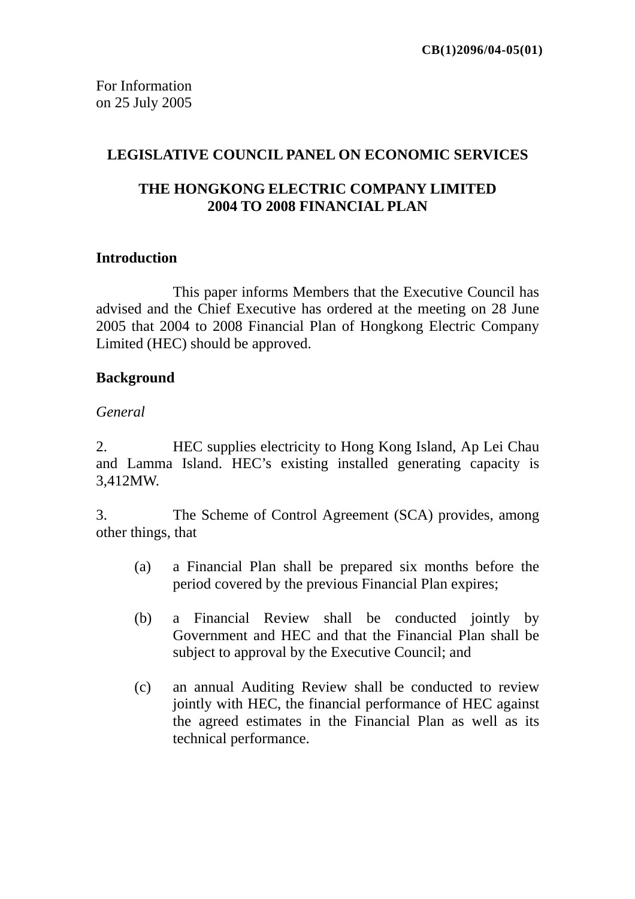**CB(1)2096/04-05(01)**

For Information
on 25 July 2005

## LEGISLATIVE COUNCIL PANEL ON ECONOMIC SERVICES

## THE HONGKONG ELECTRIC COMPANY LIMITED
## 2004 TO 2008 FINANCIAL PLAN

### Introduction

This paper informs Members that the Executive Council has advised and the Chief Executive has ordered at the meeting on 28 June 2005 that 2004 to 2008 Financial Plan of Hongkong Electric Company Limited (HEC) should be approved.

### Background

*General*

2. HEC supplies electricity to Hong Kong Island, Ap Lei Chau and Lamma Island. HEC's existing installed generating capacity is 3,412MW.

3. The Scheme of Control Agreement (SCA) provides, among other things, that

(a) a Financial Plan shall be prepared six months before the period covered by the previous Financial Plan expires;

(b) a Financial Review shall be conducted jointly by Government and HEC and that the Financial Plan shall be subject to approval by the Executive Council; and

(c) an annual Auditing Review shall be conducted to review jointly with HEC, the financial performance of HEC against the agreed estimates in the Financial Plan as well as its technical performance.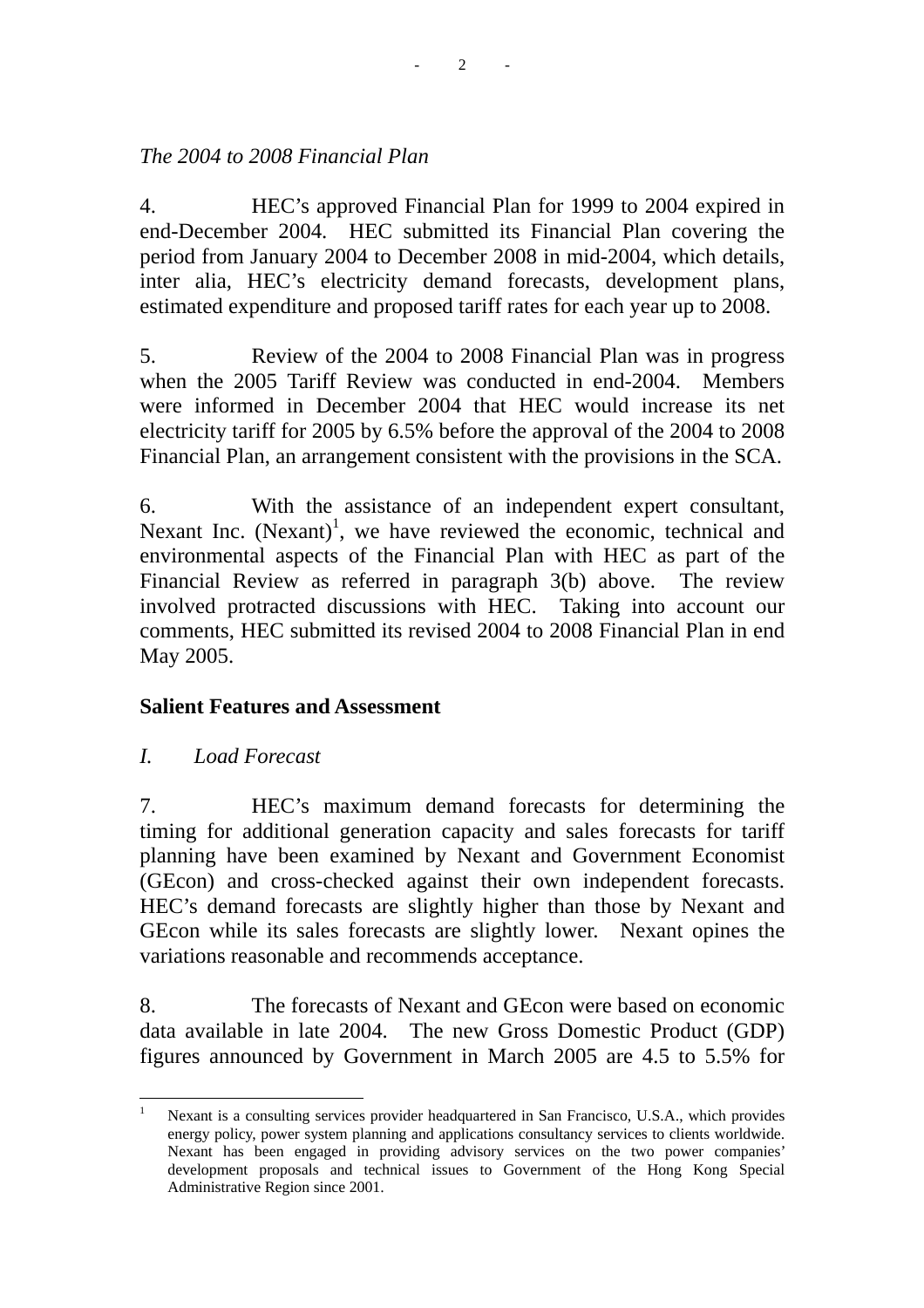*The 2004 to 2008 Financial Plan*

4. HEC's approved Financial Plan for 1999 to 2004 expired in end-December 2004. HEC submitted its Financial Plan covering the period from January 2004 to December 2008 in mid-2004, which details, inter alia, HEC's electricity demand forecasts, development plans, estimated expenditure and proposed tariff rates for each year up to 2008.

5. Review of the 2004 to 2008 Financial Plan was in progress when the 2005 Tariff Review was conducted in end-2004. Members were informed in December 2004 that HEC would increase its net electricity tariff for 2005 by 6.5% before the approval of the 2004 to 2008 Financial Plan, an arrangement consistent with the provisions in the SCA.

6. With the assistance of an independent expert consultant, Nexant Inc. (Nexant)[1], we have reviewed the economic, technical and environmental aspects of the Financial Plan with HEC as part of the Financial Review as referred in paragraph 3(b) above. The review involved protracted discussions with HEC. Taking into account our comments, HEC submitted its revised 2004 to 2008 Financial Plan in end May 2005.

**Salient Features and Assessment**

*I. Load Forecast*

7. HEC's maximum demand forecasts for determining the timing for additional generation capacity and sales forecasts for tariff planning have been examined by Nexant and Government Economist (GEcon) and cross-checked against their own independent forecasts. HEC's demand forecasts are slightly higher than those by Nexant and GEcon while its sales forecasts are slightly lower. Nexant opines the variations reasonable and recommends acceptance.

8. The forecasts of Nexant and GEcon were based on economic data available in late 2004. The new Gross Domestic Product (GDP) figures announced by Government in March 2005 are 4.5 to 5.5% for

---

[1] Nexant is a consulting services provider headquartered in San Francisco, U.S.A., which provides energy policy, power system planning and applications consultancy services to clients worldwide. Nexant has been engaged in providing advisory services on the two power companies' development proposals and technical issues to Government of the Hong Kong Special Administrative Region since 2001.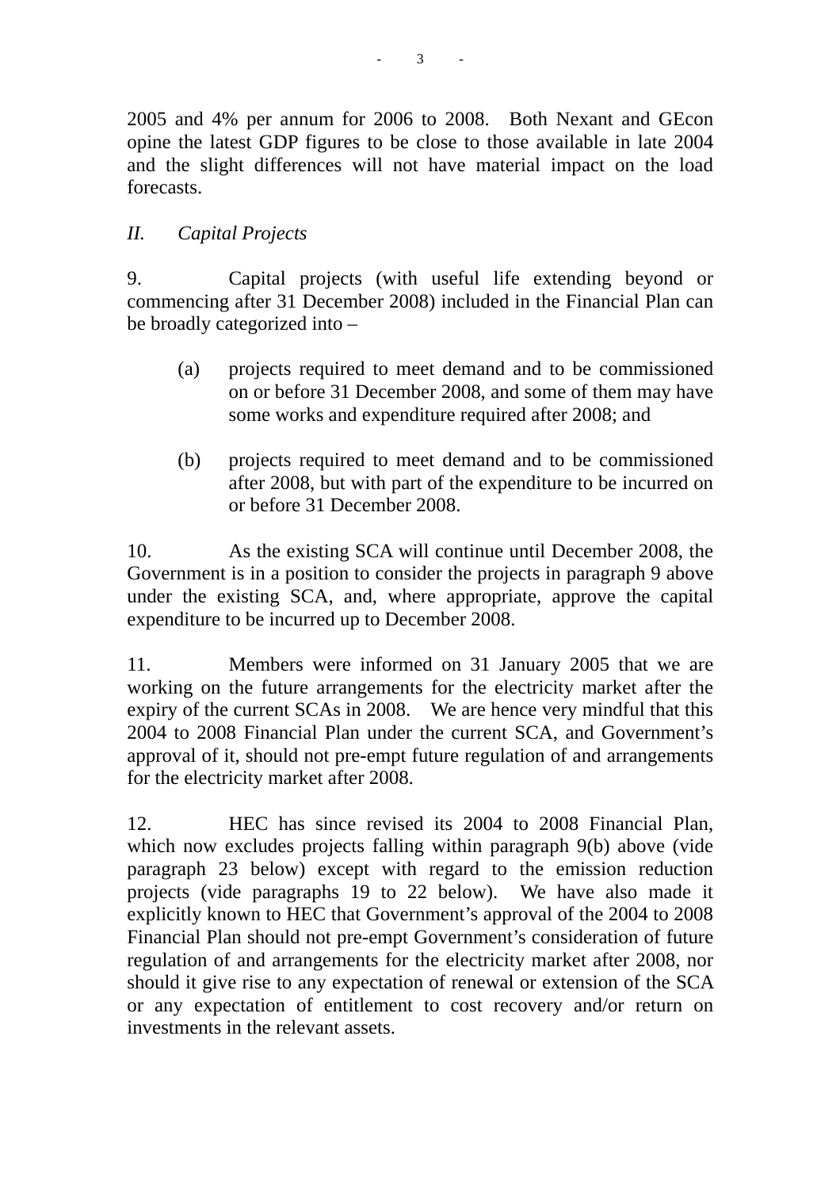2005 and 4% per annum for 2006 to 2008. Both Nexant and GEcon opine the latest GDP figures to be close to those available in late 2004 and the slight differences will not have material impact on the load forecasts.

*II. Capital Projects*

9. Capital projects (with useful life extending beyond or commencing after 31 December 2008) included in the Financial Plan can be broadly categorized into –

(a) projects required to meet demand and to be commissioned on or before 31 December 2008, and some of them may have some works and expenditure required after 2008; and

(b) projects required to meet demand and to be commissioned after 2008, but with part of the expenditure to be incurred on or before 31 December 2008.

10. As the existing SCA will continue until December 2008, the Government is in a position to consider the projects in paragraph 9 above under the existing SCA, and, where appropriate, approve the capital expenditure to be incurred up to December 2008.

11. Members were informed on 31 January 2005 that we are working on the future arrangements for the electricity market after the expiry of the current SCAs in 2008. We are hence very mindful that this 2004 to 2008 Financial Plan under the current SCA, and Government's approval of it, should not pre-empt future regulation of and arrangements for the electricity market after 2008.

12. HEC has since revised its 2004 to 2008 Financial Plan, which now excludes projects falling within paragraph 9(b) above (vide paragraph 23 below) except with regard to the emission reduction projects (vide paragraphs 19 to 22 below). We have also made it explicitly known to HEC that Government's approval of the 2004 to 2008 Financial Plan should not pre-empt Government's consideration of future regulation of and arrangements for the electricity market after 2008, nor should it give rise to any expectation of renewal or extension of the SCA or any expectation of entitlement to cost recovery and/or return on investments in the relevant assets.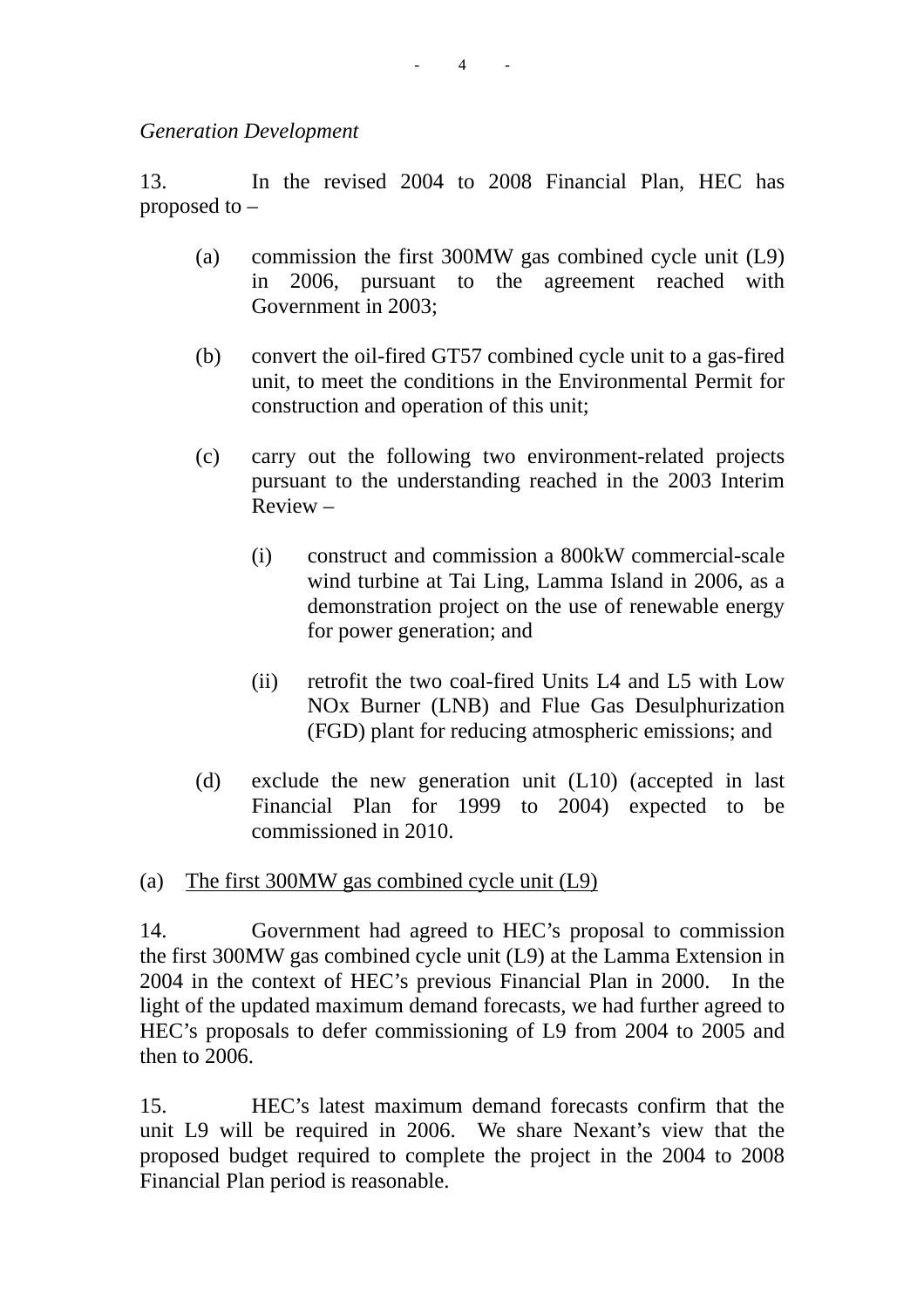*Generation Development*

13. In the revised 2004 to 2008 Financial Plan, HEC has proposed to –

(a) commission the first 300MW gas combined cycle unit (L9) in 2006, pursuant to the agreement reached with Government in 2003;

(b) convert the oil-fired GT57 combined cycle unit to a gas-fired unit, to meet the conditions in the Environmental Permit for construction and operation of this unit;

(c) carry out the following two environment-related projects pursuant to the understanding reached in the 2003 Interim Review –

  (i) construct and commission a 800kW commercial-scale wind turbine at Tai Ling, Lamma Island in 2006, as a demonstration project on the use of renewable energy for power generation; and

  (ii) retrofit the two coal-fired Units L4 and L5 with Low NOx Burner (LNB) and Flue Gas Desulphurization (FGD) plant for reducing atmospheric emissions; and

(d) exclude the new generation unit (L10) (accepted in last Financial Plan for 1999 to 2004) expected to be commissioned in 2010.

(a) <u>The first 300MW gas combined cycle unit (L9)</u>

14. Government had agreed to HEC's proposal to commission the first 300MW gas combined cycle unit (L9) at the Lamma Extension in 2004 in the context of HEC's previous Financial Plan in 2000. In the light of the updated maximum demand forecasts, we had further agreed to HEC's proposals to defer commissioning of L9 from 2004 to 2005 and then to 2006.

15. HEC's latest maximum demand forecasts confirm that the unit L9 will be required in 2006. We share Nexant's view that the proposed budget required to complete the project in the 2004 to 2008 Financial Plan period is reasonable.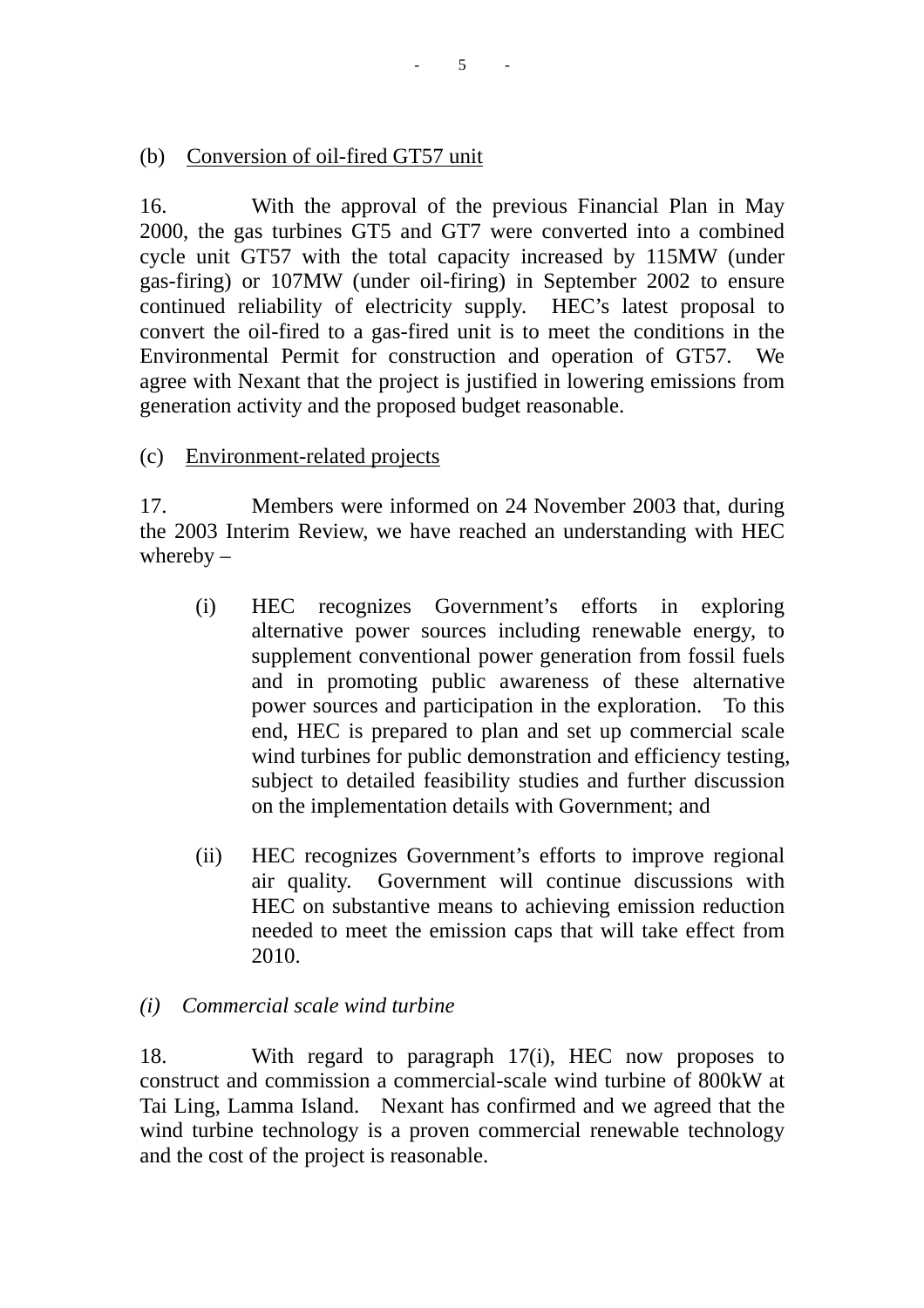(b) <u>Conversion of oil-fired GT57 unit</u>

16. With the approval of the previous Financial Plan in May 2000, the gas turbines GT5 and GT7 were converted into a combined cycle unit GT57 with the total capacity increased by 115MW (under gas-firing) or 107MW (under oil-firing) in September 2002 to ensure continued reliability of electricity supply. HEC's latest proposal to convert the oil-fired to a gas-fired unit is to meet the conditions in the Environmental Permit for construction and operation of GT57. We agree with Nexant that the project is justified in lowering emissions from generation activity and the proposed budget reasonable.

(c) <u>Environment-related projects</u>

17. Members were informed on 24 November 2003 that, during the 2003 Interim Review, we have reached an understanding with HEC whereby –

(i) HEC recognizes Government's efforts in exploring alternative power sources including renewable energy, to supplement conventional power generation from fossil fuels and in promoting public awareness of these alternative power sources and participation in the exploration. To this end, HEC is prepared to plan and set up commercial scale wind turbines for public demonstration and efficiency testing, subject to detailed feasibility studies and further discussion on the implementation details with Government; and

(ii) HEC recognizes Government's efforts to improve regional air quality. Government will continue discussions with HEC on substantive means to achieving emission reduction needed to meet the emission caps that will take effect from 2010.

*(i) Commercial scale wind turbine*

18. With regard to paragraph 17(i), HEC now proposes to construct and commission a commercial-scale wind turbine of 800kW at Tai Ling, Lamma Island. Nexant has confirmed and we agreed that the wind turbine technology is a proven commercial renewable technology and the cost of the project is reasonable.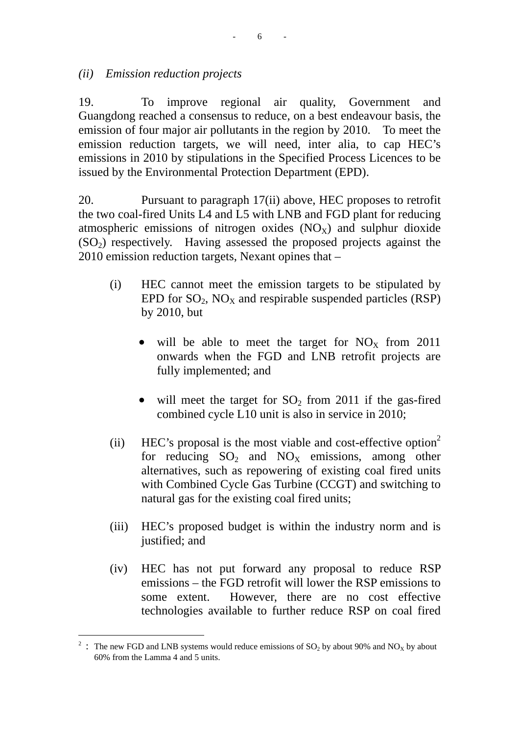*(ii) Emission reduction projects*

19. To improve regional air quality, Government and Guangdong reached a consensus to reduce, on a best endeavour basis, the emission of four major air pollutants in the region by 2010. To meet the emission reduction targets, we will need, inter alia, to cap HEC's emissions in 2010 by stipulations in the Specified Process Licences to be issued by the Environmental Protection Department (EPD).

20. Pursuant to paragraph 17(ii) above, HEC proposes to retrofit the two coal-fired Units L4 and L5 with LNB and FGD plant for reducing atmospheric emissions of nitrogen oxides ($NO_X$) and sulphur dioxide ($SO_2$) respectively. Having assessed the proposed projects against the 2010 emission reduction targets, Nexant opines that –

(i) HEC cannot meet the emission targets to be stipulated by EPD for $SO_2$, $NO_X$ and respirable suspended particles (RSP) by 2010, but

- will be able to meet the target for $NO_X$ from 2011 onwards when the FGD and LNB retrofit projects are fully implemented; and
- will meet the target for $SO_2$ from 2011 if the gas-fired combined cycle L10 unit is also in service in 2010;

(ii) HEC's proposal is the most viable and cost-effective option[2] for reducing $SO_2$ and $NO_X$ emissions, among other alternatives, such as repowering of existing coal fired units with Combined Cycle Gas Turbine (CCGT) and switching to natural gas for the existing coal fired units;

(iii) HEC's proposed budget is within the industry norm and is justified; and

(iv) HEC has not put forward any proposal to reduce RSP emissions – the FGD retrofit will lower the RSP emissions to some extent. However, there are no cost effective technologies available to further reduce RSP on coal fired

---

[2] : The new FGD and LNB systems would reduce emissions of $SO_2$ by about 90% and $NO_X$ by about 60% from the Lamma 4 and 5 units.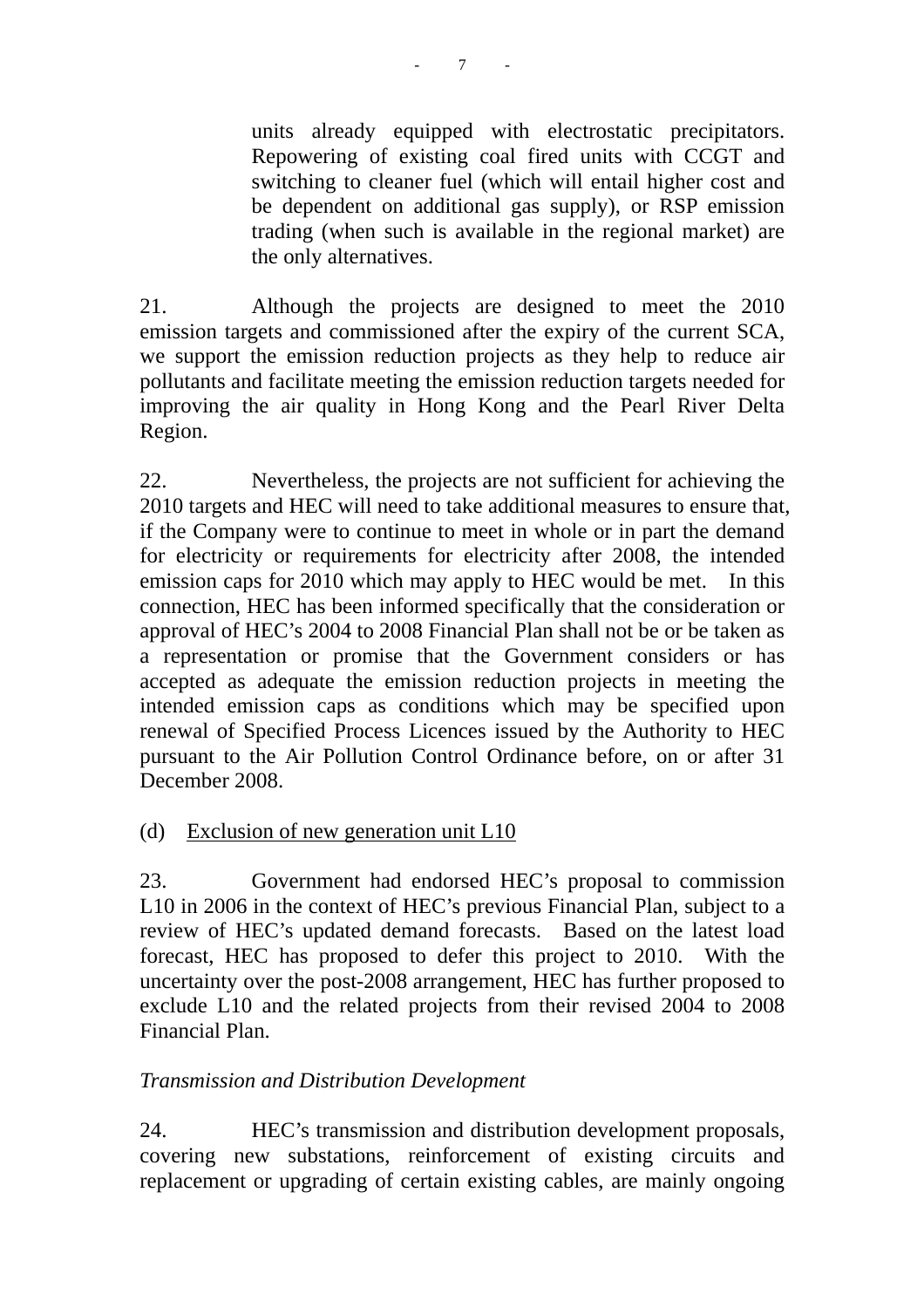units already equipped with electrostatic precipitators. Repowering of existing coal fired units with CCGT and switching to cleaner fuel (which will entail higher cost and be dependent on additional gas supply), or RSP emission trading (when such is available in the regional market) are the only alternatives.

21. Although the projects are designed to meet the 2010 emission targets and commissioned after the expiry of the current SCA, we support the emission reduction projects as they help to reduce air pollutants and facilitate meeting the emission reduction targets needed for improving the air quality in Hong Kong and the Pearl River Delta Region.

22. Nevertheless, the projects are not sufficient for achieving the 2010 targets and HEC will need to take additional measures to ensure that, if the Company were to continue to meet in whole or in part the demand for electricity or requirements for electricity after 2008, the intended emission caps for 2010 which may apply to HEC would be met. In this connection, HEC has been informed specifically that the consideration or approval of HEC's 2004 to 2008 Financial Plan shall not be or be taken as a representation or promise that the Government considers or has accepted as adequate the emission reduction projects in meeting the intended emission caps as conditions which may be specified upon renewal of Specified Process Licences issued by the Authority to HEC pursuant to the Air Pollution Control Ordinance before, on or after 31 December 2008.

(d) Exclusion of new generation unit L10

23. Government had endorsed HEC's proposal to commission L10 in 2006 in the context of HEC's previous Financial Plan, subject to a review of HEC's updated demand forecasts. Based on the latest load forecast, HEC has proposed to defer this project to 2010. With the uncertainty over the post-2008 arrangement, HEC has further proposed to exclude L10 and the related projects from their revised 2004 to 2008 Financial Plan.

*Transmission and Distribution Development*

24. HEC's transmission and distribution development proposals, covering new substations, reinforcement of existing circuits and replacement or upgrading of certain existing cables, are mainly ongoing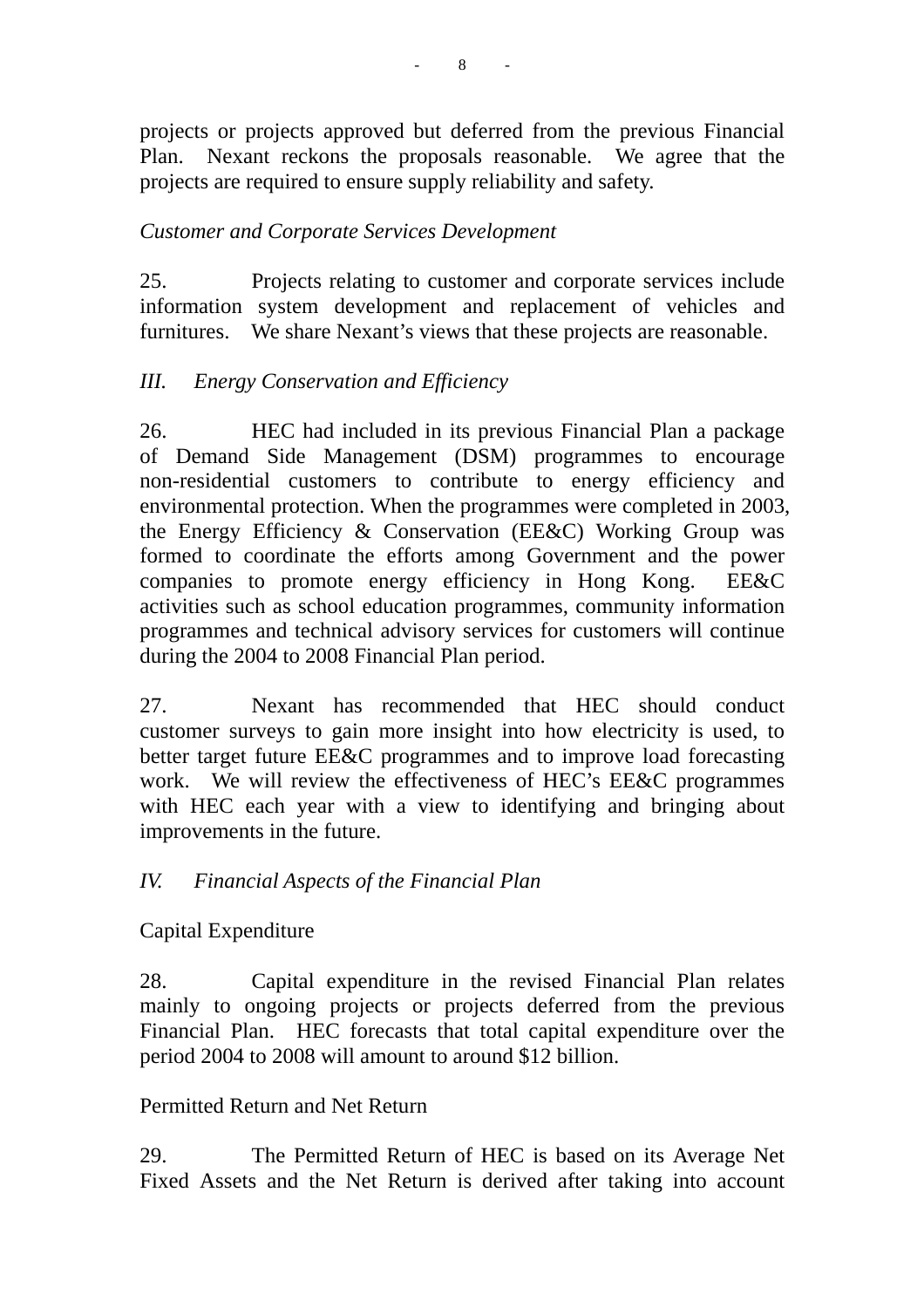projects or projects approved but deferred from the previous Financial Plan. Nexant reckons the proposals reasonable. We agree that the projects are required to ensure supply reliability and safety.

*Customer and Corporate Services Development*

25. Projects relating to customer and corporate services include information system development and replacement of vehicles and furnitures. We share Nexant's views that these projects are reasonable.

*III. Energy Conservation and Efficiency*

26. HEC had included in its previous Financial Plan a package of Demand Side Management (DSM) programmes to encourage non-residential customers to contribute to energy efficiency and environmental protection. When the programmes were completed in 2003, the Energy Efficiency & Conservation (EE&C) Working Group was formed to coordinate the efforts among Government and the power companies to promote energy efficiency in Hong Kong. EE&C activities such as school education programmes, community information programmes and technical advisory services for customers will continue during the 2004 to 2008 Financial Plan period.

27. Nexant has recommended that HEC should conduct customer surveys to gain more insight into how electricity is used, to better target future EE&C programmes and to improve load forecasting work. We will review the effectiveness of HEC's EE&C programmes with HEC each year with a view to identifying and bringing about improvements in the future.

*IV. Financial Aspects of the Financial Plan*

Capital Expenditure

28. Capital expenditure in the revised Financial Plan relates mainly to ongoing projects or projects deferred from the previous Financial Plan. HEC forecasts that total capital expenditure over the period 2004 to 2008 will amount to around $12 billion.

Permitted Return and Net Return

29. The Permitted Return of HEC is based on its Average Net Fixed Assets and the Net Return is derived after taking into account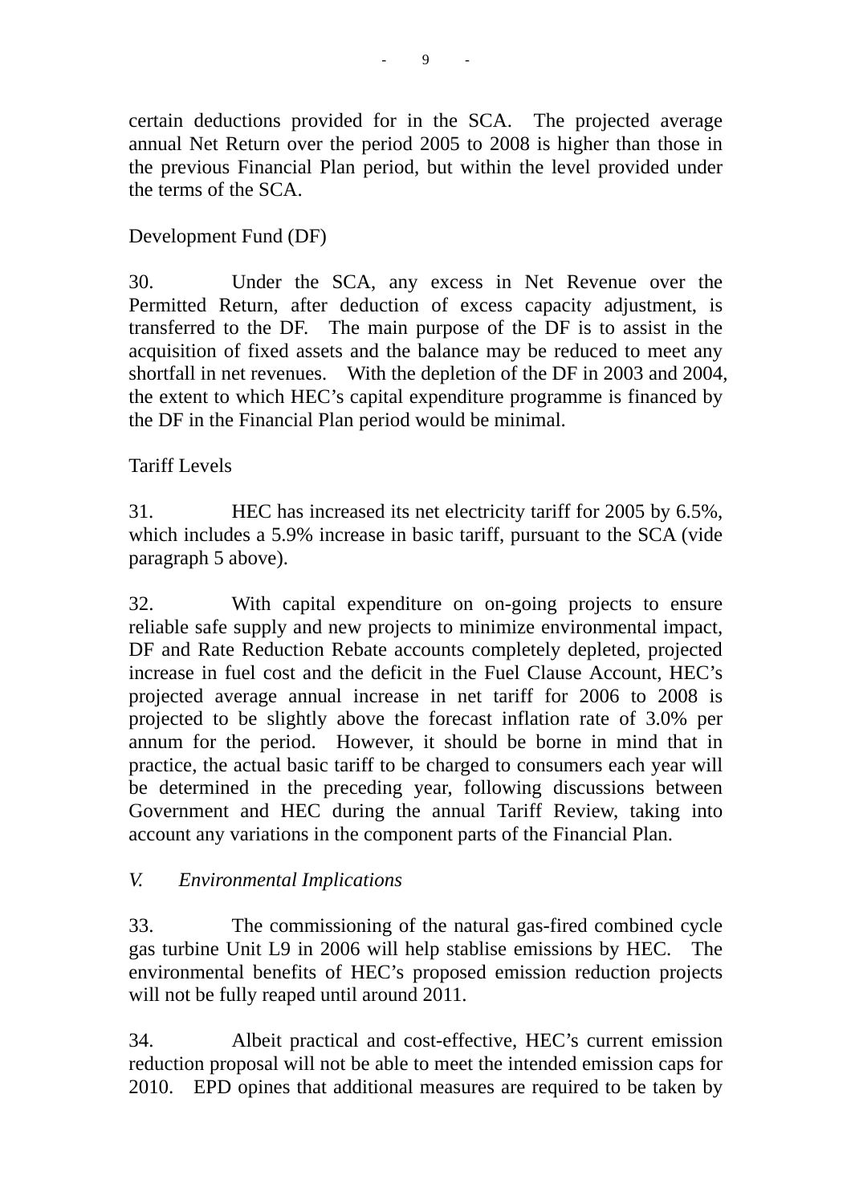certain deductions provided for in the SCA. The projected average annual Net Return over the period 2005 to 2008 is higher than those in the previous Financial Plan period, but within the level provided under the terms of the SCA.

Development Fund (DF)

30. Under the SCA, any excess in Net Revenue over the Permitted Return, after deduction of excess capacity adjustment, is transferred to the DF. The main purpose of the DF is to assist in the acquisition of fixed assets and the balance may be reduced to meet any shortfall in net revenues. With the depletion of the DF in 2003 and 2004, the extent to which HEC's capital expenditure programme is financed by the DF in the Financial Plan period would be minimal.

Tariff Levels

31. HEC has increased its net electricity tariff for 2005 by 6.5%, which includes a 5.9% increase in basic tariff, pursuant to the SCA (vide paragraph 5 above).

32. With capital expenditure on on-going projects to ensure reliable safe supply and new projects to minimize environmental impact, DF and Rate Reduction Rebate accounts completely depleted, projected increase in fuel cost and the deficit in the Fuel Clause Account, HEC's projected average annual increase in net tariff for 2006 to 2008 is projected to be slightly above the forecast inflation rate of 3.0% per annum for the period. However, it should be borne in mind that in practice, the actual basic tariff to be charged to consumers each year will be determined in the preceding year, following discussions between Government and HEC during the annual Tariff Review, taking into account any variations in the component parts of the Financial Plan.

## *V. Environmental Implications*

33. The commissioning of the natural gas-fired combined cycle gas turbine Unit L9 in 2006 will help stablise emissions by HEC. The environmental benefits of HEC's proposed emission reduction projects will not be fully reaped until around 2011.

34. Albeit practical and cost-effective, HEC's current emission reduction proposal will not be able to meet the intended emission caps for 2010. EPD opines that additional measures are required to be taken by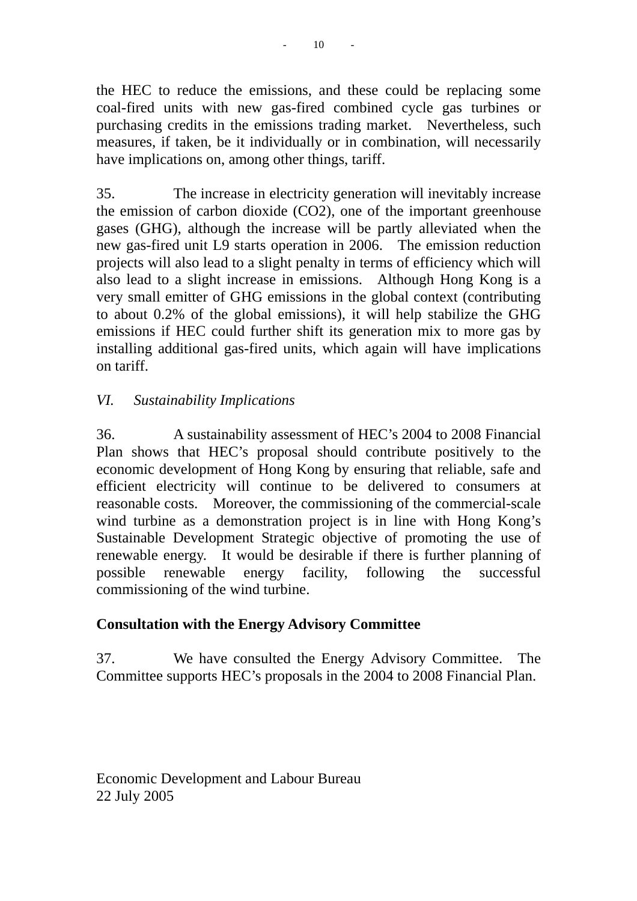the HEC to reduce the emissions, and these could be replacing some coal-fired units with new gas-fired combined cycle gas turbines or purchasing credits in the emissions trading market. Nevertheless, such measures, if taken, be it individually or in combination, will necessarily have implications on, among other things, tariff.

35. The increase in electricity generation will inevitably increase the emission of carbon dioxide ($CO_2$), one of the important greenhouse gases (GHG), although the increase will be partly alleviated when the new gas-fired unit L9 starts operation in 2006. The emission reduction projects will also lead to a slight penalty in terms of efficiency which will also lead to a slight increase in emissions. Although Hong Kong is a very small emitter of GHG emissions in the global context (contributing to about 0.2% of the global emissions), it will help stabilize the GHG emissions if HEC could further shift its generation mix to more gas by installing additional gas-fired units, which again will have implications on tariff.

*VI. Sustainability Implications*

36. A sustainability assessment of HEC's 2004 to 2008 Financial Plan shows that HEC's proposal should contribute positively to the economic development of Hong Kong by ensuring that reliable, safe and efficient electricity will continue to be delivered to consumers at reasonable costs. Moreover, the commissioning of the commercial-scale wind turbine as a demonstration project is in line with Hong Kong's Sustainable Development Strategic objective of promoting the use of renewable energy. It would be desirable if there is further planning of possible renewable energy facility, following the successful commissioning of the wind turbine.

**Consultation with the Energy Advisory Committee**

37. We have consulted the Energy Advisory Committee. The Committee supports HEC's proposals in the 2004 to 2008 Financial Plan.

Economic Development and Labour Bureau
22 July 2005